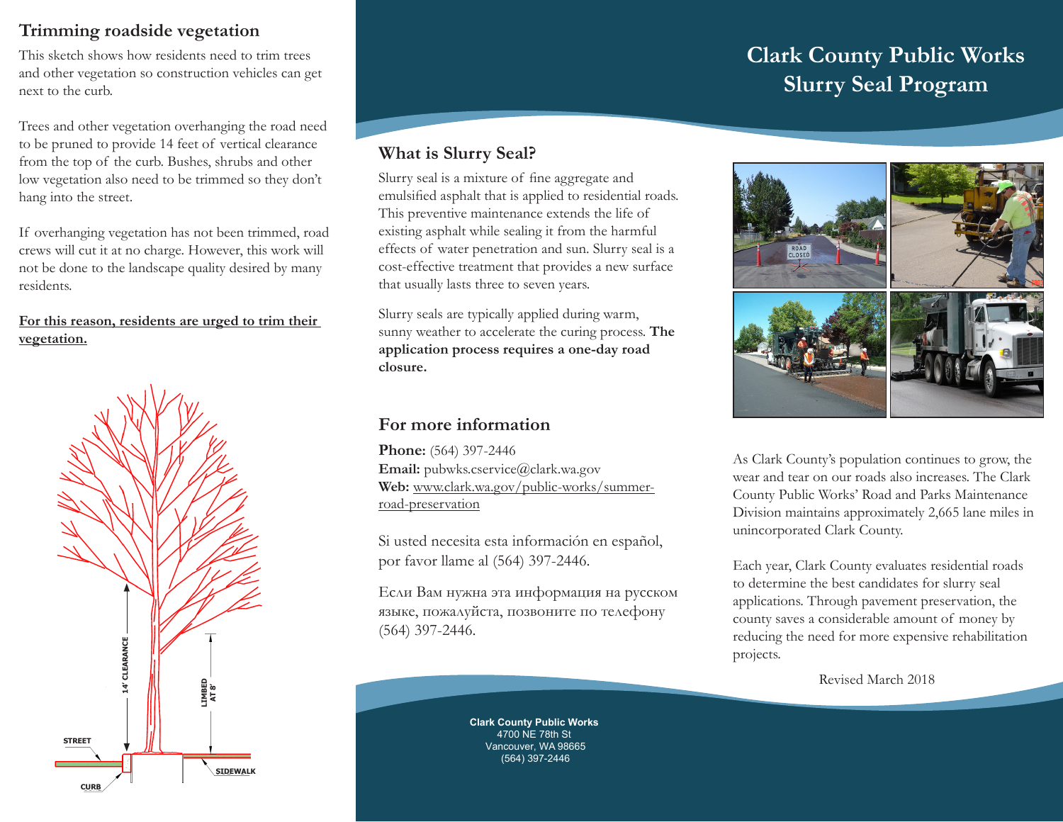## Trimming roadside vegetation

This sketch shows how residents need to trim trees and other vegetation so construction vehicles can get next to the curb.

Trees and other vegetation overhanging the road need to be pruned to provide 14 feet of vertical clearance from the top of the curb. Bushes, shrubs and other low vegetation also need to be trimmed so they don't hang into the street.

If overhanging vegetation has not been trimmed, road crews will cut it at no charge. However, this work will not be done to the landscape quality desired by many residents.

**For this reason, residents are urged to trim their vegetation.**

14' CLEARANCE

LIMBED AT 8'

STREET

CURB

SIDEWALK

## What is Slurry Seal?

Slurry seal is a mixture of fine aggregate and emulsified asphalt that is applied to residential roads. This preventive maintenance extends the life of existing asphalt while sealing it from the harmful effects of water penetration and sun. Slurry seal is a cost-effective treatment that provides a new surface that usually lasts three to seven years.

Slurry seals are typically applied during warm, sunny weather to accelerate the curing process. **The application process requires a one-day road closure.**

## For more information

**Phone:** (564) 397-2446
**Email:** pubwks.cservice@clark.wa.gov
**Web:** www.clark.wa.gov/public-works/summer-road-preservation

Si usted necesita esta información en español, por favor llame al (564) 397-2446.

Если Вам нужна эта информация на русском языке, пожалуйста, позвоните по телефону (564) 397-2446.

**Clark County Public Works**
4700 NE 78th St
Vancouver, WA 98665
(564) 397-2446

# Clark County Public Works Slurry Seal Program

As Clark County's population continues to grow, the wear and tear on our roads also increases. The Clark County Public Works' Road and Parks Maintenance Division maintains approximately 2,665 lane miles in unincorporated Clark County.

Each year, Clark County evaluates residential roads to determine the best candidates for slurry seal applications. Through pavement preservation, the county saves a considerable amount of money by reducing the need for more expensive rehabilitation projects.

Revised March 2018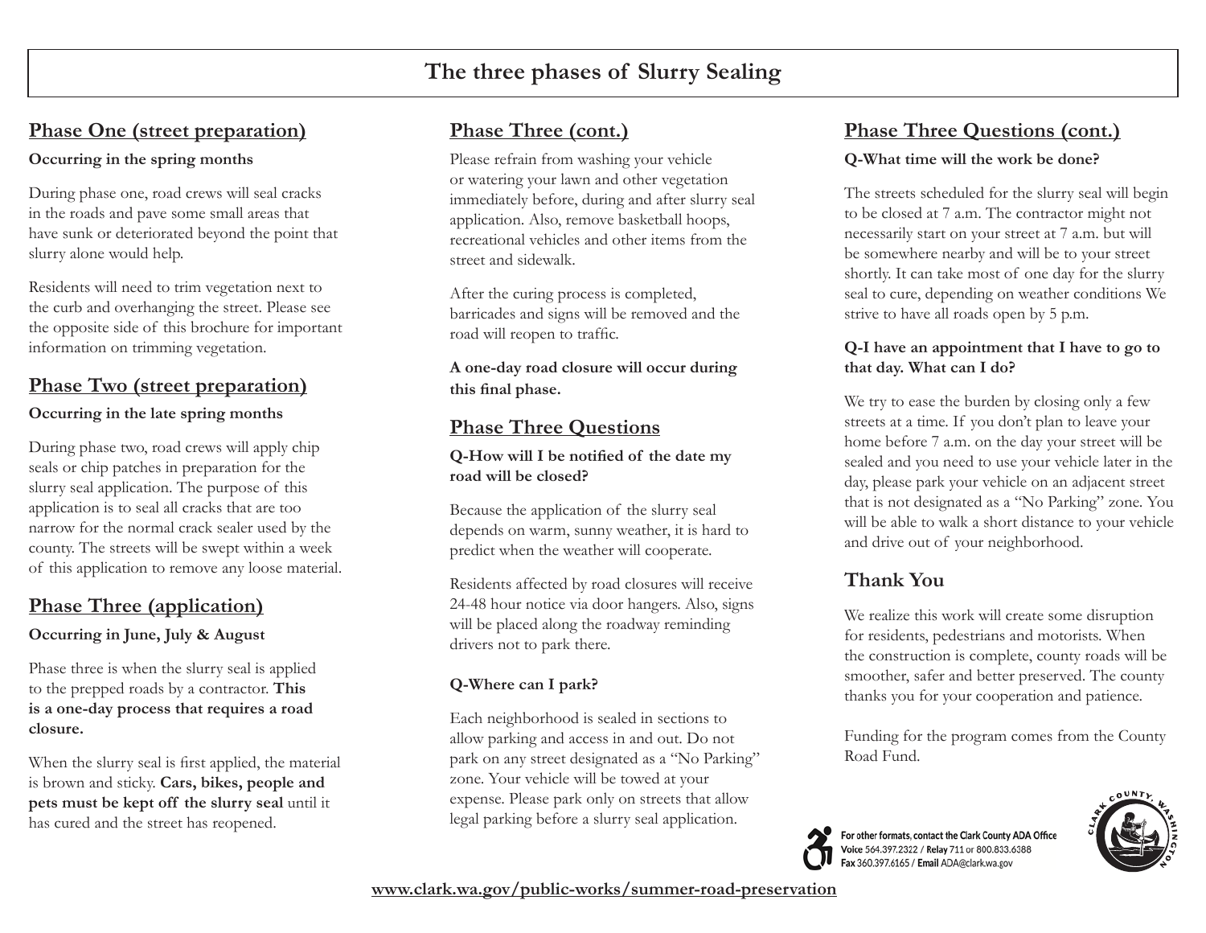# The three phases of Slurry Sealing

## Phase One (street preparation)

**Occurring in the spring months**

During phase one, road crews will seal cracks in the roads and pave some small areas that have sunk or deteriorated beyond the point that slurry alone would help.

Residents will need to trim vegetation next to the curb and overhanging the street. Please see the opposite side of this brochure for important information on trimming vegetation.

## Phase Two (street preparation)

**Occurring in the late spring months**

During phase two, road crews will apply chip seals or chip patches in preparation for the slurry seal application. The purpose of this application is to seal all cracks that are too narrow for the normal crack sealer used by the county. The streets will be swept within a week of this application to remove any loose material.

## Phase Three (application)

**Occurring in June, July & August**

Phase three is when the slurry seal is applied to the prepped roads by a contractor. **This is a one-day process that requires a road closure.**

When the slurry seal is first applied, the material is brown and sticky. **Cars, bikes, people and pets must be kept off the slurry seal** until it has cured and the street has reopened.

## Phase Three (cont.)

Please refrain from washing your vehicle or watering your lawn and other vegetation immediately before, during and after slurry seal application. Also, remove basketball hoops, recreational vehicles and other items from the street and sidewalk.

After the curing process is completed, barricades and signs will be removed and the road will reopen to traffic.

**A one-day road closure will occur during this final phase.**

## Phase Three Questions

**Q-How will I be notified of the date my road will be closed?**

Because the application of the slurry seal depends on warm, sunny weather, it is hard to predict when the weather will cooperate.

Residents affected by road closures will receive 24-48 hour notice via door hangers. Also, signs will be placed along the roadway reminding drivers not to park there.

**Q-Where can I park?**

Each neighborhood is sealed in sections to allow parking and access in and out. Do not park on any street designated as a "No Parking" zone. Your vehicle will be towed at your expense. Please park only on streets that allow legal parking before a slurry seal application.

## Phase Three Questions (cont.)

**Q-What time will the work be done?**

The streets scheduled for the slurry seal will begin to be closed at 7 a.m. The contractor might not necessarily start on your street at 7 a.m. but will be somewhere nearby and will be to your street shortly. It can take most of one day for the slurry seal to cure, depending on weather conditions We strive to have all roads open by 5 p.m.

**Q-I have an appointment that I have to go to that day. What can I do?**

We try to ease the burden by closing only a few streets at a time. If you don't plan to leave your home before 7 a.m. on the day your street will be sealed and you need to use your vehicle later in the day, please park your vehicle on an adjacent street that is not designated as a "No Parking" zone. You will be able to walk a short distance to your vehicle and drive out of your neighborhood.

## Thank You

We realize this work will create some disruption for residents, pedestrians and motorists. When the construction is complete, county roads will be smoother, safer and better preserved. The county thanks you for your cooperation and patience.

Funding for the program comes from the County Road Fund.

**For other formats, contact the Clark County ADA Office**
**Voice** 564.397.2322 / **Relay** 711 or 800.833.6388
**Fax** 360.397.6165 / **Email** ADA@clark.wa.gov

CLARK COUNTY, WASHINGTON

**www.clark.wa.gov/public-works/summer-road-preservation**